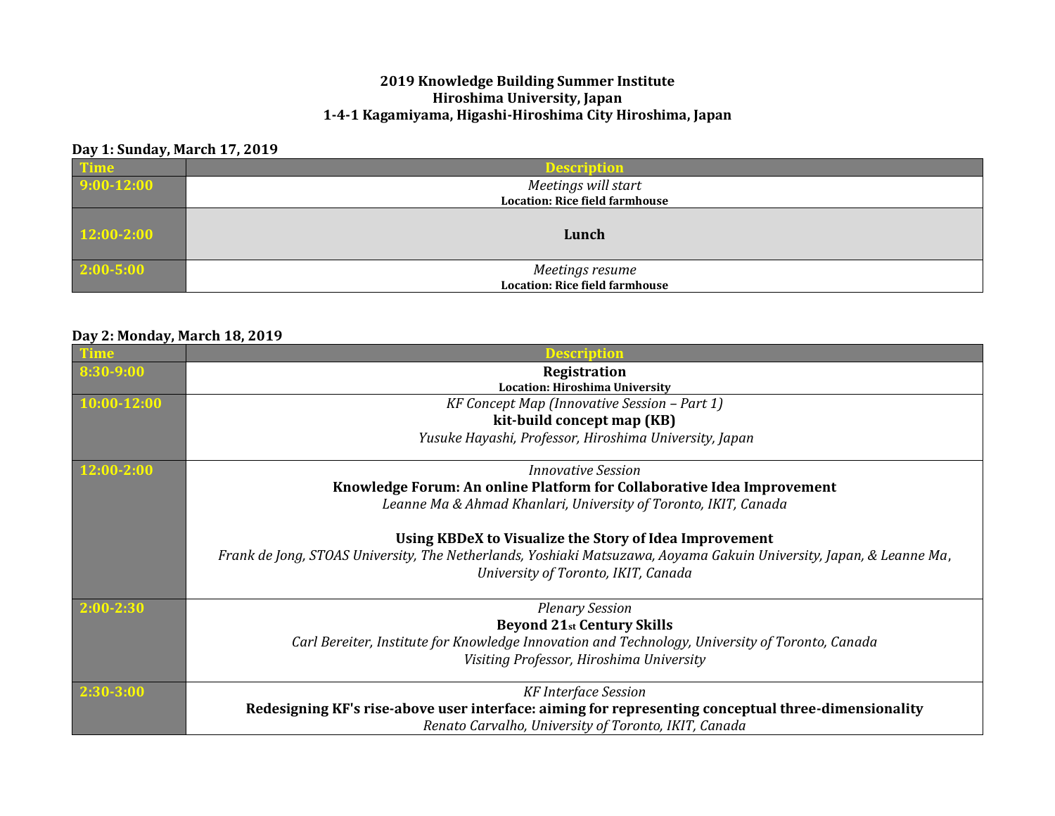**2019 Knowledge Building Summer Institute**
**Hiroshima University, Japan**
**1-4-1 Kagamiyama, Higashi-Hiroshima City Hiroshima, Japan**

**Day 1: Sunday, March 17, 2019**

| Time | Description |
| --- | --- |
| 9:00-12:00 | *Meetings will start*<br>**Location: Rice field farmhouse** |
| 12:00-2:00 | **Lunch** |
| 2:00-5:00 | *Meetings resume*<br>**Location: Rice field farmhouse** |

**Day 2: Monday, March 18, 2019**

| Time | Description |
| --- | --- |
| 8:30-9:00 | **Registration**<br>**Location: Hiroshima University** |
| 10:00-12:00 | *KF Concept Map (Innovative Session – Part 1)*<br>**kit-build concept map (KB)**<br>*Yusuke Hayashi, Professor, Hiroshima University, Japan* |
| 12:00-2:00 | *Innovative Session*<br>**Knowledge Forum: An online Platform for Collaborative Idea Improvement**<br>*Leanne Ma & Ahmad Khanlari, University of Toronto, IKIT, Canada*<br><br>**Using KBDeX to Visualize the Story of Idea Improvement**<br>*Frank de Jong, STOAS University, The Netherlands, Yoshiaki Matsuzawa, Aoyama Gakuin University, Japan, & Leanne Ma, University of Toronto, IKIT, Canada* |
| 2:00-2:30 | *Plenary Session*<br>**Beyond 21st Century Skills**<br>*Carl Bereiter, Institute for Knowledge Innovation and Technology, University of Toronto, Canada*<br>*Visiting Professor, Hiroshima University* |
| 2:30-3:00 | *KF Interface Session*<br>**Redesigning KF's rise-above user interface: aiming for representing conceptual three-dimensionality**<br>*Renato Carvalho, University of Toronto, IKIT, Canada* |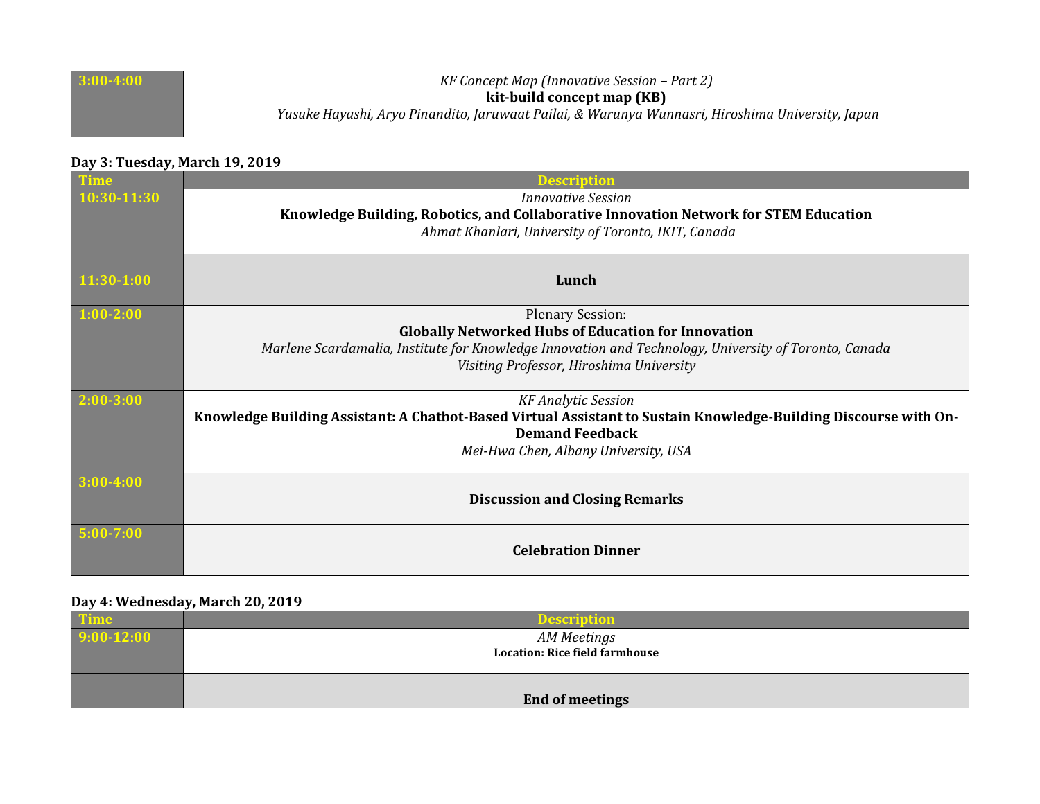| | |
|---|---|
| 3:00-4:00 | *KF Concept Map (Innovative Session – Part 2)*<br>**kit-build concept map (KB)**<br>*Yusuke Hayashi, Aryo Pinandito, Jaruwaat Pailai, & Warunya Wunnasri, Hiroshima University, Japan* |

**Day 3: Tuesday, March 19, 2019**

| Time | Description |
|---|---|
| 10:30-11:30 | *Innovative Session*<br>**Knowledge Building, Robotics, and Collaborative Innovation Network for STEM Education**<br>*Ahmat Khanlari, University of Toronto, IKIT, Canada* |
| 11:30-1:00 | **Lunch** |
| 1:00-2:00 | Plenary Session:<br>**Globally Networked Hubs of Education for Innovation**<br>*Marlene Scardamalia, Institute for Knowledge Innovation and Technology, University of Toronto, Canada*<br>*Visiting Professor, Hiroshima University* |
| 2:00-3:00 | *KF Analytic Session*<br>**Knowledge Building Assistant: A Chatbot-Based Virtual Assistant to Sustain Knowledge-Building Discourse with On-Demand Feedback**<br>*Mei-Hwa Chen, Albany University, USA* |
| 3:00-4:00 | **Discussion and Closing Remarks** |
| 5:00-7:00 | **Celebration Dinner** |

**Day 4: Wednesday, March 20, 2019**

| Time | Description |
|---|---|
| 9:00-12:00 | *AM Meetings*<br>**Location: Rice field farmhouse** |
| | **End of meetings** |